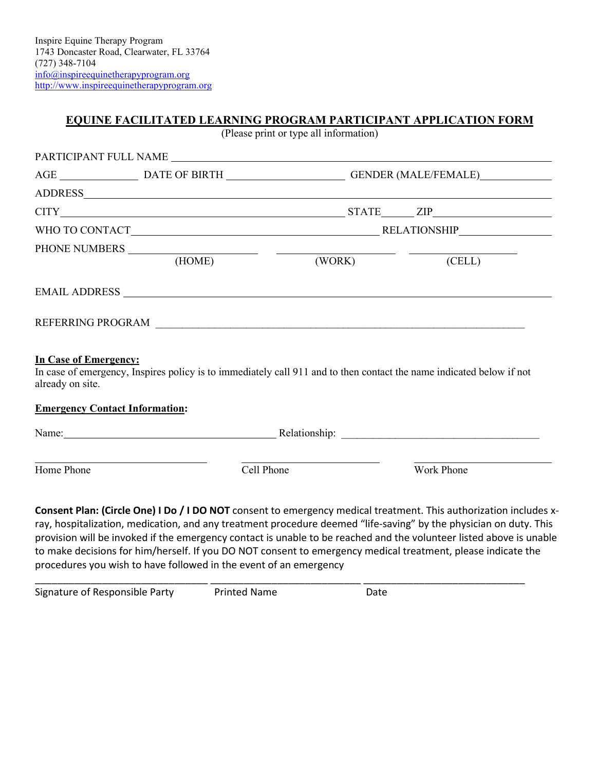Inspire Equine Therapy Program
1743 Doncaster Road, Clearwater, FL 33764
(727) 348-7104
info@inspireequinetherapyprogram.org
http://www.inspireequinetherapyprogram.org

# EQUINE FACILITATED LEARNING PROGRAM PARTICIPANT APPLICATION FORM

(Please print or type all information)

PARTICIPANT FULL NAME ______________________________________________

AGE __________ DATE OF BIRTH ______________ GENDER (MALE/FEMALE) __________

ADDRESS ______________________________________________

CITY ______________________________ STATE _____ ZIP ______________

WHO TO CONTACT ______________________________ RELATIONSHIP ______________

PHONE NUMBERS ______________ (HOME) ______________ (WORK) ______________ (CELL)

EMAIL ADDRESS ______________________________________________

REFERRING PROGRAM ______________________________________________

**In Case of Emergency:**

In case of emergency, Inspires policy is to immediately call 911 and to then contact the name indicated below if not already on site.

**Emergency Contact Information:**

Name: ______________________________ Relationship: ______________________________

______________ Home Phone ______________ Cell Phone ______________ Work Phone

**Consent Plan: (Circle One) I Do / I DO NOT** consent to emergency medical treatment. This authorization includes x-ray, hospitalization, medication, and any treatment procedure deemed "life-saving" by the physician on duty. This provision will be invoked if the emergency contact is unable to be reached and the volunteer listed above is unable to make decisions for him/herself. If you DO NOT consent to emergency medical treatment, please indicate the procedures you wish to have followed in the event of an emergency

______________________________ ______________________________ ______________________________

Signature of Responsible Party Printed Name Date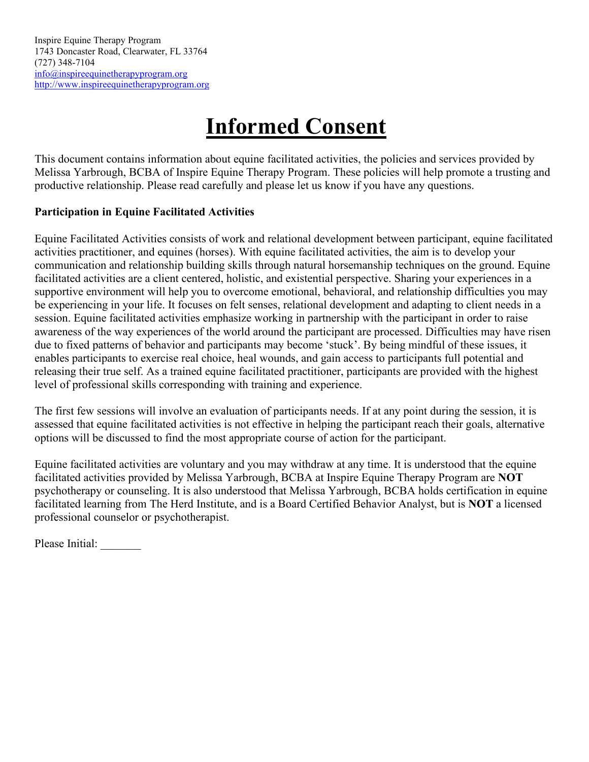Inspire Equine Therapy Program
1743 Doncaster Road, Clearwater, FL 33764
(727) 348-7104
info@inspireequinetherapyprogram.org
http://www.inspireequinetherapyprogram.org

# Informed Consent

This document contains information about equine facilitated activities, the policies and services provided by Melissa Yarbrough, BCBA of Inspire Equine Therapy Program. These policies will help promote a trusting and productive relationship. Please read carefully and please let us know if you have any questions.

**Participation in Equine Facilitated Activities**

Equine Facilitated Activities consists of work and relational development between participant, equine facilitated activities practitioner, and equines (horses). With equine facilitated activities, the aim is to develop your communication and relationship building skills through natural horsemanship techniques on the ground. Equine facilitated activities are a client centered, holistic, and existential perspective. Sharing your experiences in a supportive environment will help you to overcome emotional, behavioral, and relationship difficulties you may be experiencing in your life. It focuses on felt senses, relational development and adapting to client needs in a session. Equine facilitated activities emphasize working in partnership with the participant in order to raise awareness of the way experiences of the world around the participant are processed. Difficulties may have risen due to fixed patterns of behavior and participants may become 'stuck'. By being mindful of these issues, it enables participants to exercise real choice, heal wounds, and gain access to participants full potential and releasing their true self. As a trained equine facilitated practitioner, participants are provided with the highest level of professional skills corresponding with training and experience.

The first few sessions will involve an evaluation of participants needs. If at any point during the session, it is assessed that equine facilitated activities is not effective in helping the participant reach their goals, alternative options will be discussed to find the most appropriate course of action for the participant.

Equine facilitated activities are voluntary and you may withdraw at any time. It is understood that the equine facilitated activities provided by Melissa Yarbrough, BCBA at Inspire Equine Therapy Program are **NOT** psychotherapy or counseling. It is also understood that Melissa Yarbrough, BCBA holds certification in equine facilitated learning from The Herd Institute, and is a Board Certified Behavior Analyst, but is **NOT** a licensed professional counselor or psychotherapist.

Please Initial: _______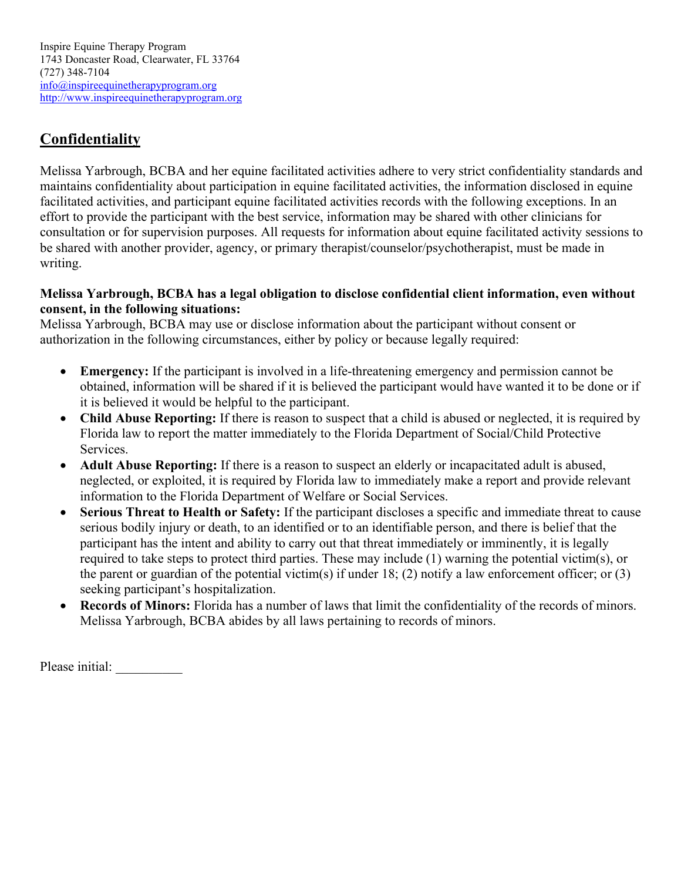Inspire Equine Therapy Program
1743 Doncaster Road, Clearwater, FL 33764
(727) 348-7104
info@inspireequinetherapyprogram.org
http://www.inspireequinetherapyprogram.org

## Confidentiality

Melissa Yarbrough, BCBA and her equine facilitated activities adhere to very strict confidentiality standards and maintains confidentiality about participation in equine facilitated activities, the information disclosed in equine facilitated activities, and participant equine facilitated activities records with the following exceptions. In an effort to provide the participant with the best service, information may be shared with other clinicians for consultation or for supervision purposes. All requests for information about equine facilitated activity sessions to be shared with another provider, agency, or primary therapist/counselor/psychotherapist, must be made in writing.

**Melissa Yarbrough, BCBA has a legal obligation to disclose confidential client information, even without consent, in the following situations:**
Melissa Yarbrough, BCBA may use or disclose information about the participant without consent or authorization in the following circumstances, either by policy or because legally required:

- **Emergency:** If the participant is involved in a life-threatening emergency and permission cannot be obtained, information will be shared if it is believed the participant would have wanted it to be done or if it is believed it would be helpful to the participant.
- **Child Abuse Reporting:** If there is reason to suspect that a child is abused or neglected, it is required by Florida law to report the matter immediately to the Florida Department of Social/Child Protective Services.
- **Adult Abuse Reporting:** If there is a reason to suspect an elderly or incapacitated adult is abused, neglected, or exploited, it is required by Florida law to immediately make a report and provide relevant information to the Florida Department of Welfare or Social Services.
- **Serious Threat to Health or Safety:** If the participant discloses a specific and immediate threat to cause serious bodily injury or death, to an identified or to an identifiable person, and there is belief that the participant has the intent and ability to carry out that threat immediately or imminently, it is legally required to take steps to protect third parties. These may include (1) warning the potential victim(s), or the parent or guardian of the potential victim(s) if under 18; (2) notify a law enforcement officer; or (3) seeking participant's hospitalization.
- **Records of Minors:** Florida has a number of laws that limit the confidentiality of the records of minors. Melissa Yarbrough, BCBA abides by all laws pertaining to records of minors.

Please initial: __________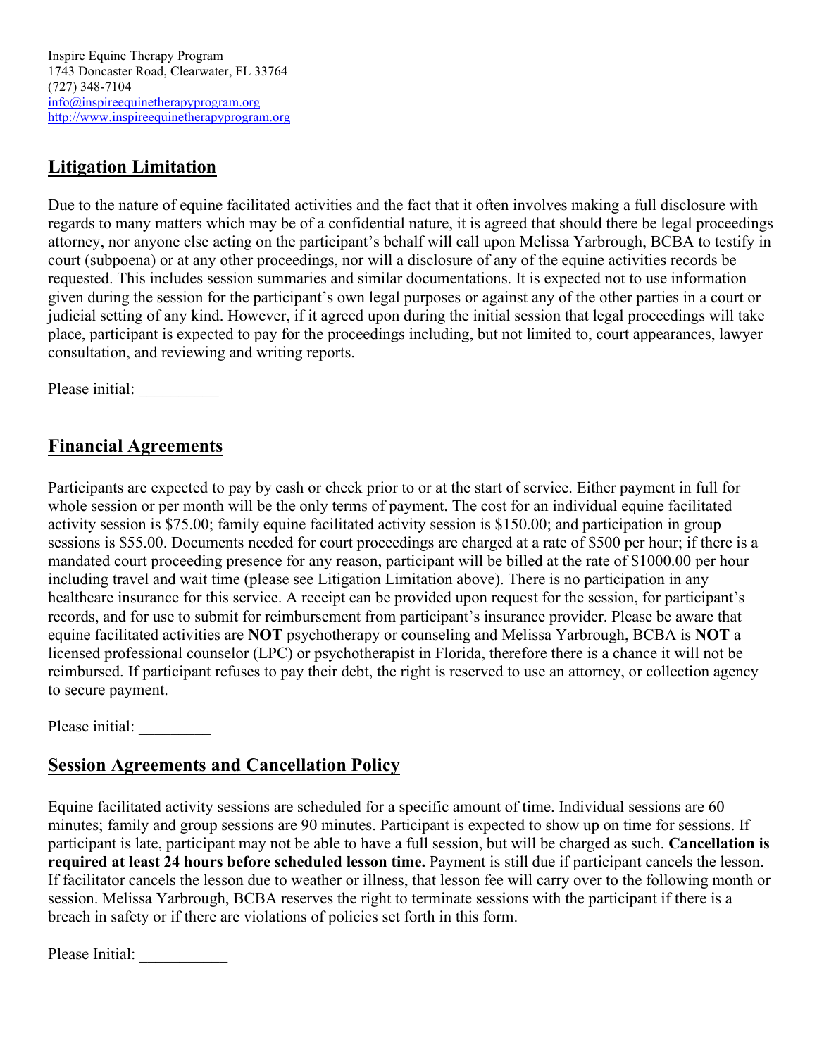Inspire Equine Therapy Program
1743 Doncaster Road, Clearwater, FL 33764
(727) 348-7104
info@inspireequinetherapyprogram.org
http://www.inspireequinetherapyprogram.org

## Litigation Limitation

Due to the nature of equine facilitated activities and the fact that it often involves making a full disclosure with regards to many matters which may be of a confidential nature, it is agreed that should there be legal proceedings attorney, nor anyone else acting on the participant's behalf will call upon Melissa Yarbrough, BCBA to testify in court (subpoena) or at any other proceedings, nor will a disclosure of any of the equine activities records be requested. This includes session summaries and similar documentations. It is expected not to use information given during the session for the participant's own legal purposes or against any of the other parties in a court or judicial setting of any kind. However, if it agreed upon during the initial session that legal proceedings will take place, participant is expected to pay for the proceedings including, but not limited to, court appearances, lawyer consultation, and reviewing and writing reports.

Please initial: __________

## Financial Agreements

Participants are expected to pay by cash or check prior to or at the start of service. Either payment in full for whole session or per month will be the only terms of payment. The cost for an individual equine facilitated activity session is $75.00; family equine facilitated activity session is $150.00; and participation in group sessions is $55.00. Documents needed for court proceedings are charged at a rate of $500 per hour; if there is a mandated court proceeding presence for any reason, participant will be billed at the rate of $1000.00 per hour including travel and wait time (please see Litigation Limitation above). There is no participation in any healthcare insurance for this service. A receipt can be provided upon request for the session, for participant's records, and for use to submit for reimbursement from participant's insurance provider. Please be aware that equine facilitated activities are **NOT** psychotherapy or counseling and Melissa Yarbrough, BCBA is **NOT** a licensed professional counselor (LPC) or psychotherapist in Florida, therefore there is a chance it will not be reimbursed. If participant refuses to pay their debt, the right is reserved to use an attorney, or collection agency to secure payment.

Please initial: _________

## Session Agreements and Cancellation Policy

Equine facilitated activity sessions are scheduled for a specific amount of time. Individual sessions are 60 minutes; family and group sessions are 90 minutes. Participant is expected to show up on time for sessions. If participant is late, participant may not be able to have a full session, but will be charged as such. **Cancellation is required at least 24 hours before scheduled lesson time.** Payment is still due if participant cancels the lesson. If facilitator cancels the lesson due to weather or illness, that lesson fee will carry over to the following month or session. Melissa Yarbrough, BCBA reserves the right to terminate sessions with the participant if there is a breach in safety or if there are violations of policies set forth in this form.

Please Initial: ___________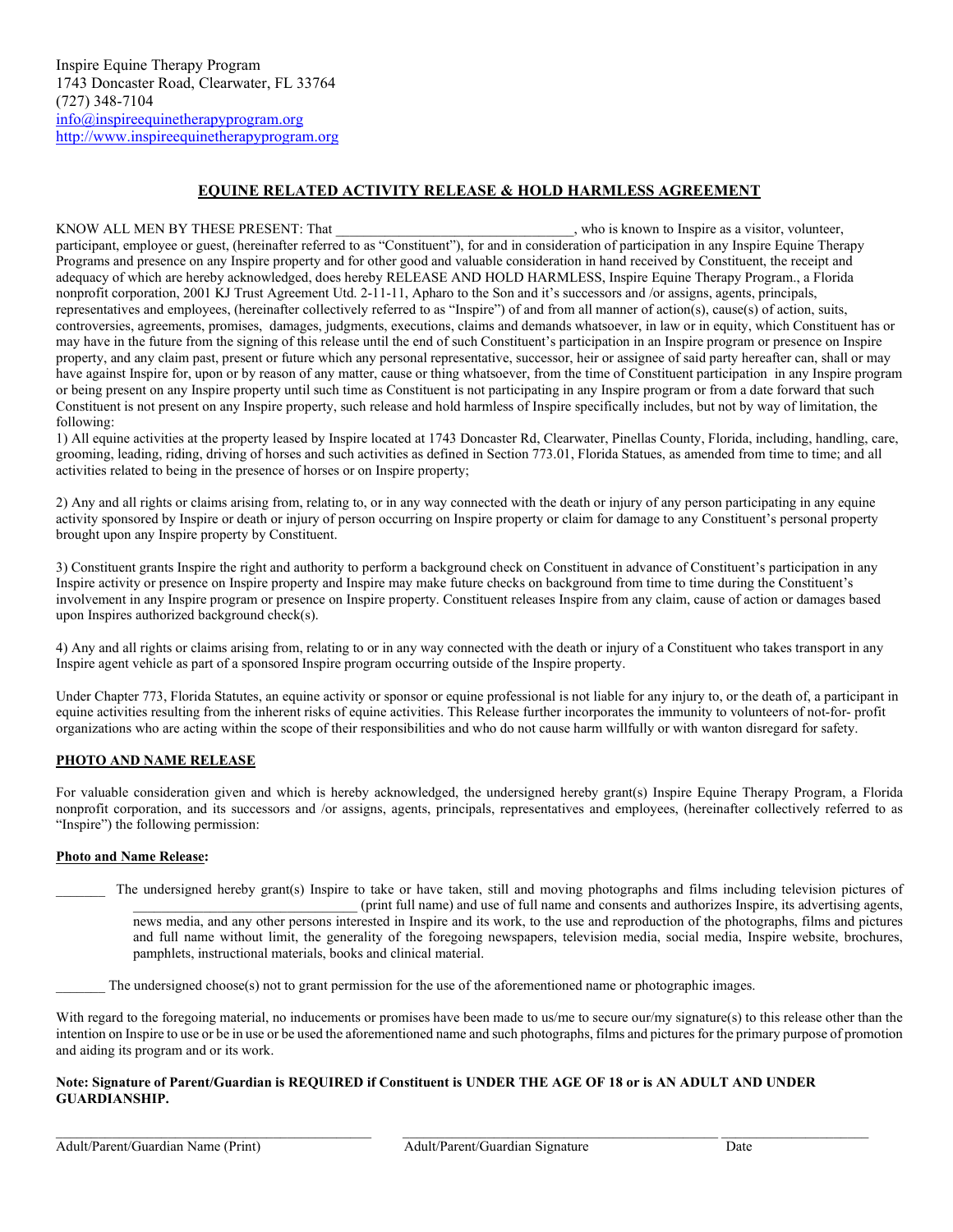Inspire Equine Therapy Program
1743 Doncaster Road, Clearwater, FL 33764
(727) 348-7104
info@inspireequinetherapyprogram.org
http://www.inspireequinetherapyprogram.org

## EQUINE RELATED ACTIVITY RELEASE & HOLD HARMLESS AGREEMENT

KNOW ALL MEN BY THESE PRESENT: That ________________________________, who is known to Inspire as a visitor, volunteer, participant, employee or guest, (hereinafter referred to as "Constituent"), for and in consideration of participation in any Inspire Equine Therapy Programs and presence on any Inspire property and for other good and valuable consideration in hand received by Constituent, the receipt and adequacy of which are hereby acknowledged, does hereby RELEASE AND HOLD HARMLESS, Inspire Equine Therapy Program., a Florida nonprofit corporation, 2001 KJ Trust Agreement Utd. 2-11-11, Apharo to the Son and it's successors and /or assigns, agents, principals, representatives and employees, (hereinafter collectively referred to as "Inspire") of and from all manner of action(s), cause(s) of action, suits, controversies, agreements, promises, damages, judgments, executions, claims and demands whatsoever, in law or in equity, which Constituent has or may have in the future from the signing of this release until the end of such Constituent's participation in an Inspire program or presence on Inspire property, and any claim past, present or future which any personal representative, successor, heir or assignee of said party hereafter can, shall or may have against Inspire for, upon or by reason of any matter, cause or thing whatsoever, from the time of Constituent participation in any Inspire program or being present on any Inspire property until such time as Constituent is not participating in any Inspire program or from a date forward that such Constituent is not present on any Inspire property, such release and hold harmless of Inspire specifically includes, but not by way of limitation, the following:

1) All equine activities at the property leased by Inspire located at 1743 Doncaster Rd, Clearwater, Pinellas County, Florida, including, handling, care, grooming, leading, riding, driving of horses and such activities as defined in Section 773.01, Florida Statues, as amended from time to time; and all activities related to being in the presence of horses or on Inspire property;

2) Any and all rights or claims arising from, relating to, or in any way connected with the death or injury of any person participating in any equine activity sponsored by Inspire or death or injury of person occurring on Inspire property or claim for damage to any Constituent's personal property brought upon any Inspire property by Constituent.

3) Constituent grants Inspire the right and authority to perform a background check on Constituent in advance of Constituent's participation in any Inspire activity or presence on Inspire property and Inspire may make future checks on background from time to time during the Constituent's involvement in any Inspire program or presence on Inspire property. Constituent releases Inspire from any claim, cause of action or damages based upon Inspires authorized background check(s).

4) Any and all rights or claims arising from, relating to or in any way connected with the death or injury of a Constituent who takes transport in any Inspire agent vehicle as part of a sponsored Inspire program occurring outside of the Inspire property.

Under Chapter 773, Florida Statutes, an equine activity or sponsor or equine professional is not liable for any injury to, or the death of, a participant in equine activities resulting from the inherent risks of equine activities. This Release further incorporates the immunity to volunteers of not-for- profit organizations who are acting within the scope of their responsibilities and who do not cause harm willfully or with wanton disregard for safety.

**PHOTO AND NAME RELEASE**

For valuable consideration given and which is hereby acknowledged, the undersigned hereby grant(s) Inspire Equine Therapy Program, a Florida nonprofit corporation, and its successors and /or assigns, agents, principals, representatives and employees, (hereinafter collectively referred to as "Inspire") the following permission:

**Photo and Name Release:**

_______ The undersigned hereby grant(s) Inspire to take or have taken, still and moving photographs and films including television pictures of ________________________________ (print full name) and use of full name and consents and authorizes Inspire, its advertising agents, news media, and any other persons interested in Inspire and its work, to the use and reproduction of the photographs, films and pictures and full name without limit, the generality of the foregoing newspapers, television media, social media, Inspire website, brochures, pamphlets, instructional materials, books and clinical material.

_______ The undersigned choose(s) not to grant permission for the use of the aforementioned name or photographic images.

With regard to the foregoing material, no inducements or promises have been made to us/me to secure our/my signature(s) to this release other than the intention on Inspire to use or be in use or be used the aforementioned name and such photographs, films and pictures for the primary purpose of promotion and aiding its program and or its work.

**Note: Signature of Parent/Guardian is REQUIRED if Constituent is UNDER THE AGE OF 18 or is AN ADULT AND UNDER GUARDIANSHIP.**

_______________________________ Adult/Parent/Guardian Name (Print)

_______________________________ Adult/Parent/Guardian Signature

_______________ Date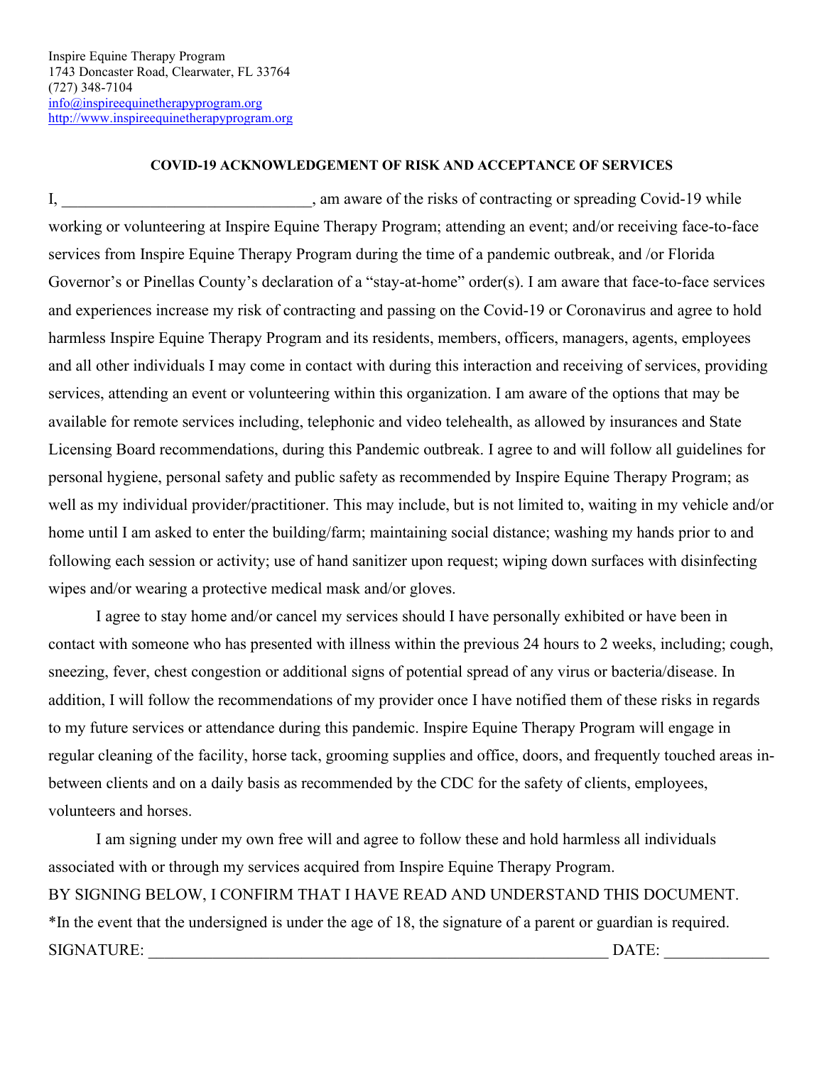Inspire Equine Therapy Program
1743 Doncaster Road, Clearwater, FL 33764
(727) 348-7104
info@inspireequinetherapyprogram.org
http://www.inspireequinetherapyprogram.org

**COVID-19 ACKNOWLEDGEMENT OF RISK AND ACCEPTANCE OF SERVICES**

I, ______________________________, am aware of the risks of contracting or spreading Covid-19 while working or volunteering at Inspire Equine Therapy Program; attending an event; and/or receiving face-to-face services from Inspire Equine Therapy Program during the time of a pandemic outbreak, and /or Florida Governor's or Pinellas County's declaration of a "stay-at-home" order(s). I am aware that face-to-face services and experiences increase my risk of contracting and passing on the Covid-19 or Coronavirus and agree to hold harmless Inspire Equine Therapy Program and its residents, members, officers, managers, agents, employees and all other individuals I may come in contact with during this interaction and receiving of services, providing services, attending an event or volunteering within this organization. I am aware of the options that may be available for remote services including, telephonic and video telehealth, as allowed by insurances and State Licensing Board recommendations, during this Pandemic outbreak. I agree to and will follow all guidelines for personal hygiene, personal safety and public safety as recommended by Inspire Equine Therapy Program; as well as my individual provider/practitioner. This may include, but is not limited to, waiting in my vehicle and/or home until I am asked to enter the building/farm; maintaining social distance; washing my hands prior to and following each session or activity; use of hand sanitizer upon request; wiping down surfaces with disinfecting wipes and/or wearing a protective medical mask and/or gloves.

I agree to stay home and/or cancel my services should I have personally exhibited or have been in contact with someone who has presented with illness within the previous 24 hours to 2 weeks, including; cough, sneezing, fever, chest congestion or additional signs of potential spread of any virus or bacteria/disease. In addition, I will follow the recommendations of my provider once I have notified them of these risks in regards to my future services or attendance during this pandemic. Inspire Equine Therapy Program will engage in regular cleaning of the facility, horse tack, grooming supplies and office, doors, and frequently touched areas in-between clients and on a daily basis as recommended by the CDC for the safety of clients, employees, volunteers and horses.

I am signing under my own free will and agree to follow these and hold harmless all individuals associated with or through my services acquired from Inspire Equine Therapy Program.

BY SIGNING BELOW, I CONFIRM THAT I HAVE READ AND UNDERSTAND THIS DOCUMENT.

*In the event that the undersigned is under the age of 18, the signature of a parent or guardian is required.

SIGNATURE: ___________________________________________________________ DATE: _____________